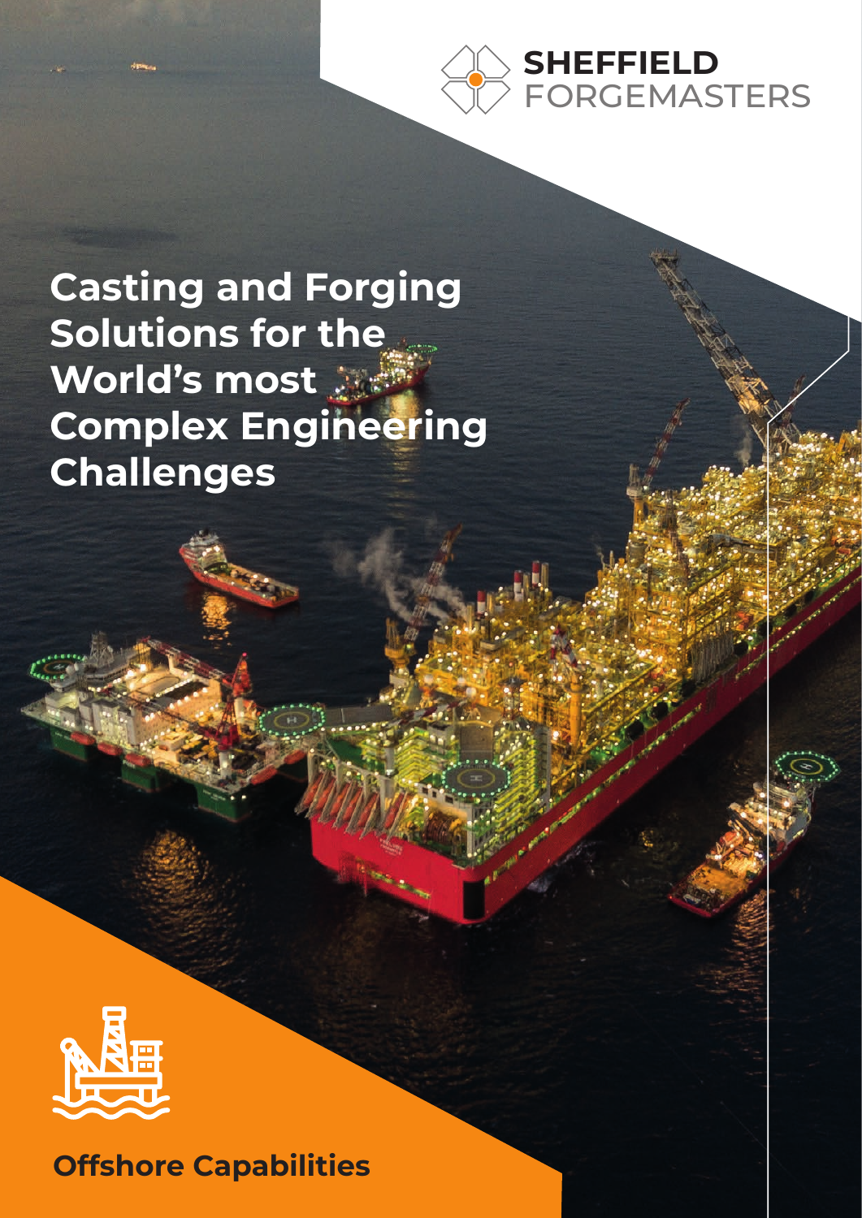SHEFFIELD FORGEMASTERS

# Casting and Forging Solutions for the World's most Complex Engineering Challenges

## Offshore Capabilities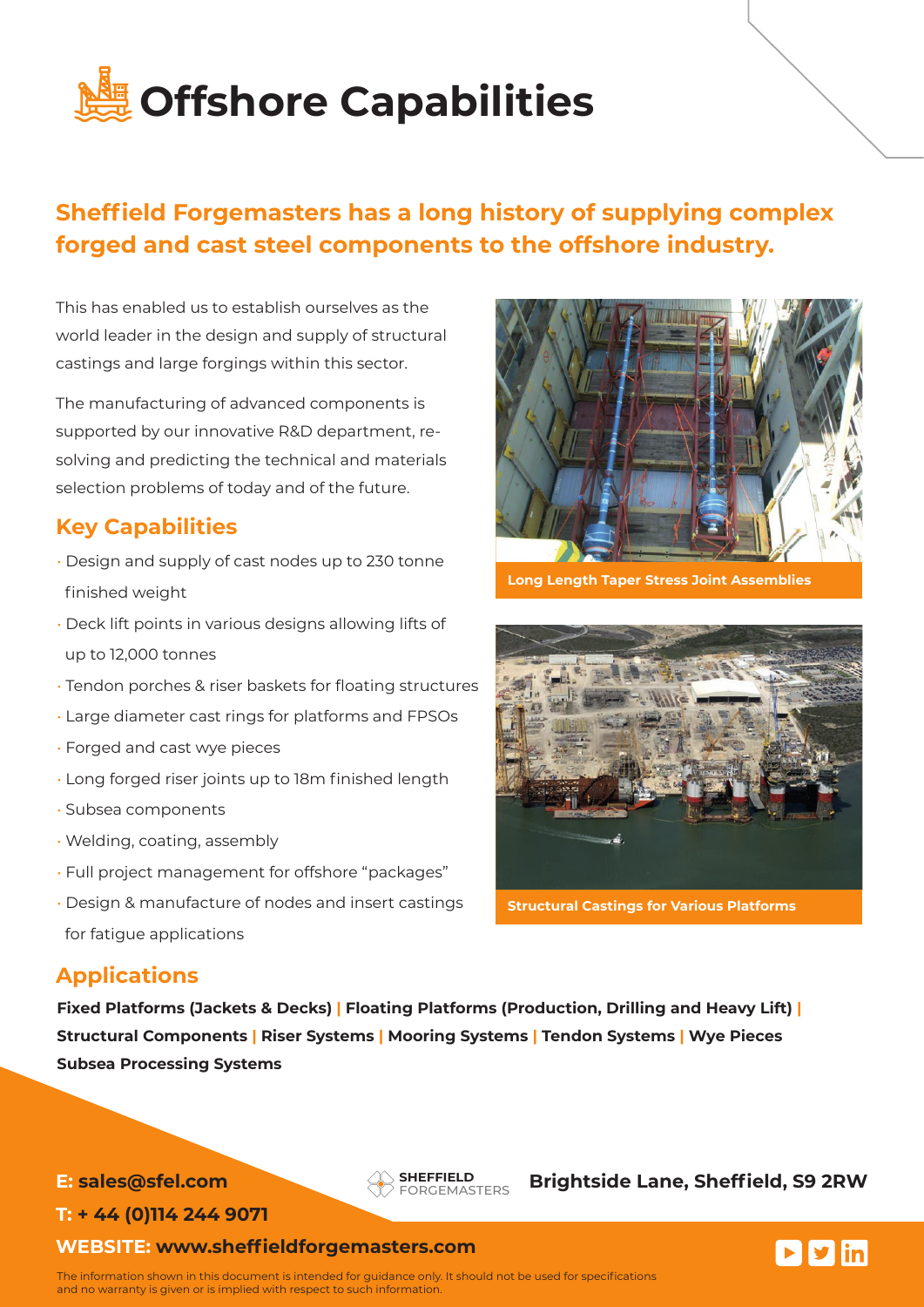# Offshore Capabilities

## Sheffield Forgemasters has a long history of supplying complex forged and cast steel components to the offshore industry.

This has enabled us to establish ourselves as the world leader in the design and supply of structural castings and large forgings within this sector.

The manufacturing of advanced components is supported by our innovative R&D department, re-solving and predicting the technical and materials selection problems of today and of the future.

## Key Capabilities

- Design and supply of cast nodes up to 230 tonne finished weight
- Deck lift points in various designs allowing lifts of up to 12,000 tonnes
- Tendon porches & riser baskets for floating structures
- Large diameter cast rings for platforms and FPSOs
- Forged and cast wye pieces
- Long forged riser joints up to 18m finished length
- Subsea components
- Welding, coating, assembly
- Full project management for offshore "packages"
- Design & manufacture of nodes and insert castings for fatigue applications

Long Length Taper Stress Joint Assemblies

Structural Castings for Various Platforms

## Applications

**Fixed Platforms (Jackets & Decks) | Floating Platforms (Production, Drilling and Heavy Lift) | Structural Components | Riser Systems | Mooring Systems | Tendon Systems | Wye Pieces | Subsea Processing Systems**

**E: sales@sfel.com**

**T: + 44 (0)114 244 9071**

**WEBSITE: www.sheffieldforgemasters.com**

SHEFFIELD FORGEMASTERS

**Brightside Lane, Sheffield, S9 2RW**

The information shown in this document is intended for guidance only. It should not be used for specifications and no warranty is given or is implied with respect to such information.